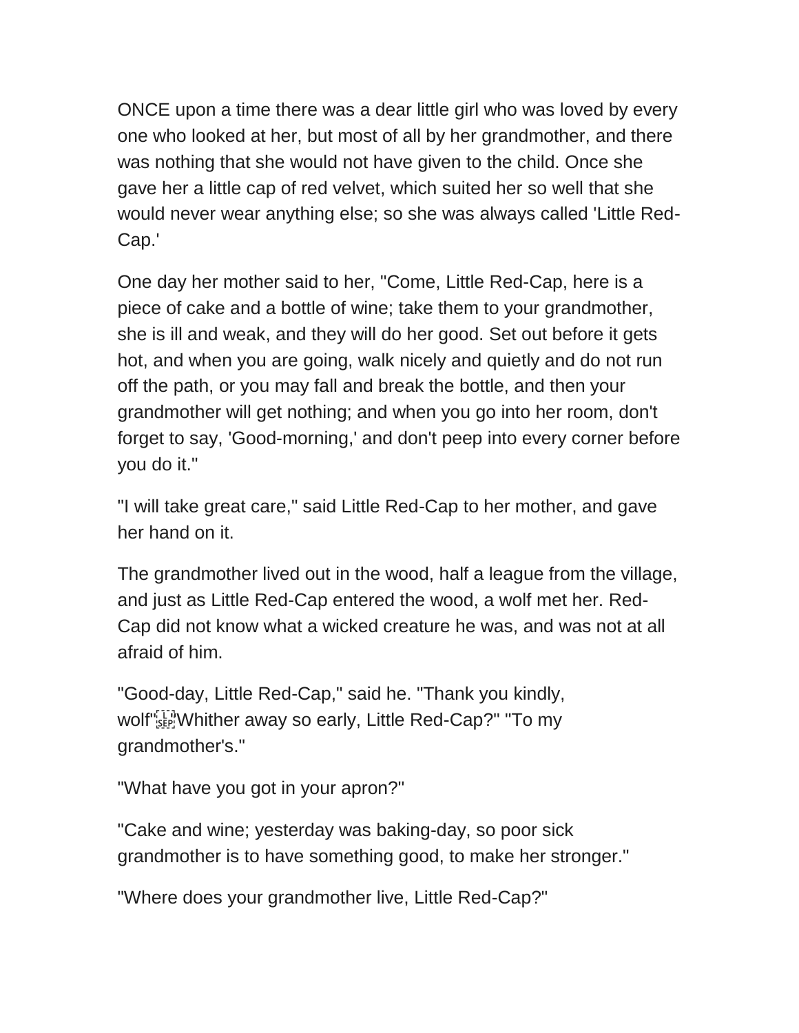ONCE upon a time there was a dear little girl who was loved by every one who looked at her, but most of all by her grandmother, and there was nothing that she would not have given to the child. Once she gave her a little cap of red velvet, which suited her so well that she would never wear anything else; so she was always called 'Little Red-Cap.'

One day her mother said to her, "Come, Little Red-Cap, here is a piece of cake and a bottle of wine; take them to your grandmother, she is ill and weak, and they will do her good. Set out before it gets hot, and when you are going, walk nicely and quietly and do not run off the path, or you may fall and break the bottle, and then your grandmother will get nothing; and when you go into her room, don't forget to say, 'Good-morning,' and don't peep into every corner before you do it."

"I will take great care," said Little Red-Cap to her mother, and gave her hand on it.

The grandmother lived out in the wood, half a league from the village, and just as Little Red-Cap entered the wood, a wolf met her. Red-Cap did not know what a wicked creature he was, and was not at all afraid of him.

"Good-day, Little Red-Cap," said he. "Thank you kindly, wolf" "Whither away so early, Little Red-Cap?" "To my grandmother's."

"What have you got in your apron?"

"Cake and wine; yesterday was baking-day, so poor sick grandmother is to have something good, to make her stronger."

"Where does your grandmother live, Little Red-Cap?"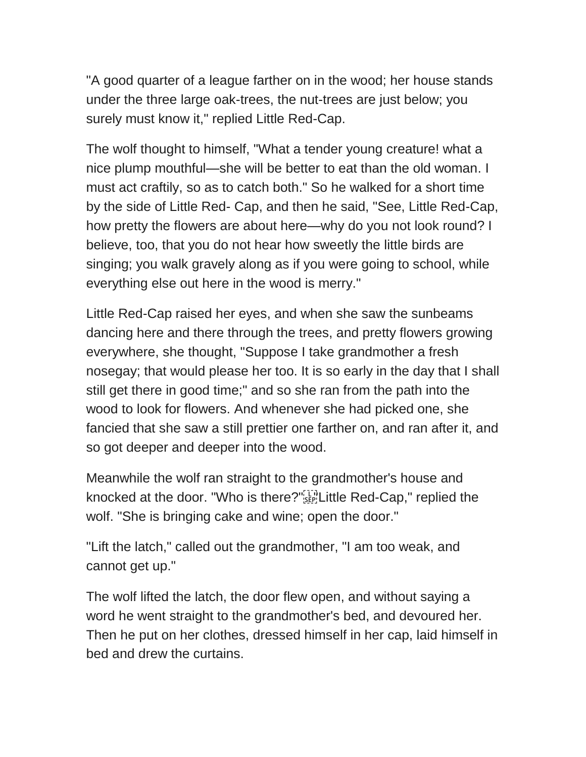"A good quarter of a league farther on in the wood; her house stands under the three large oak-trees, the nut-trees are just below; you surely must know it," replied Little Red-Cap.

The wolf thought to himself, "What a tender young creature! what a nice plump mouthful—she will be better to eat than the old woman. I must act craftily, so as to catch both." So he walked for a short time by the side of Little Red- Cap, and then he said, "See, Little Red-Cap, how pretty the flowers are about here—why do you not look round? I believe, too, that you do not hear how sweetly the little birds are singing; you walk gravely along as if you were going to school, while everything else out here in the wood is merry."

Little Red-Cap raised her eyes, and when she saw the sunbeams dancing here and there through the trees, and pretty flowers growing everywhere, she thought, "Suppose I take grandmother a fresh nosegay; that would please her too. It is so early in the day that I shall still get there in good time;" and so she ran from the path into the wood to look for flowers. And whenever she had picked one, she fancied that she saw a still prettier one farther on, and ran after it, and so got deeper and deeper into the wood.

Meanwhile the wolf ran straight to the grandmother's house and knocked at the door. "Who is there?" "Little Red-Cap," replied the wolf. "She is bringing cake and wine; open the door."

"Lift the latch," called out the grandmother, "I am too weak, and cannot get up."

The wolf lifted the latch, the door flew open, and without saying a word he went straight to the grandmother's bed, and devoured her. Then he put on her clothes, dressed himself in her cap, laid himself in bed and drew the curtains.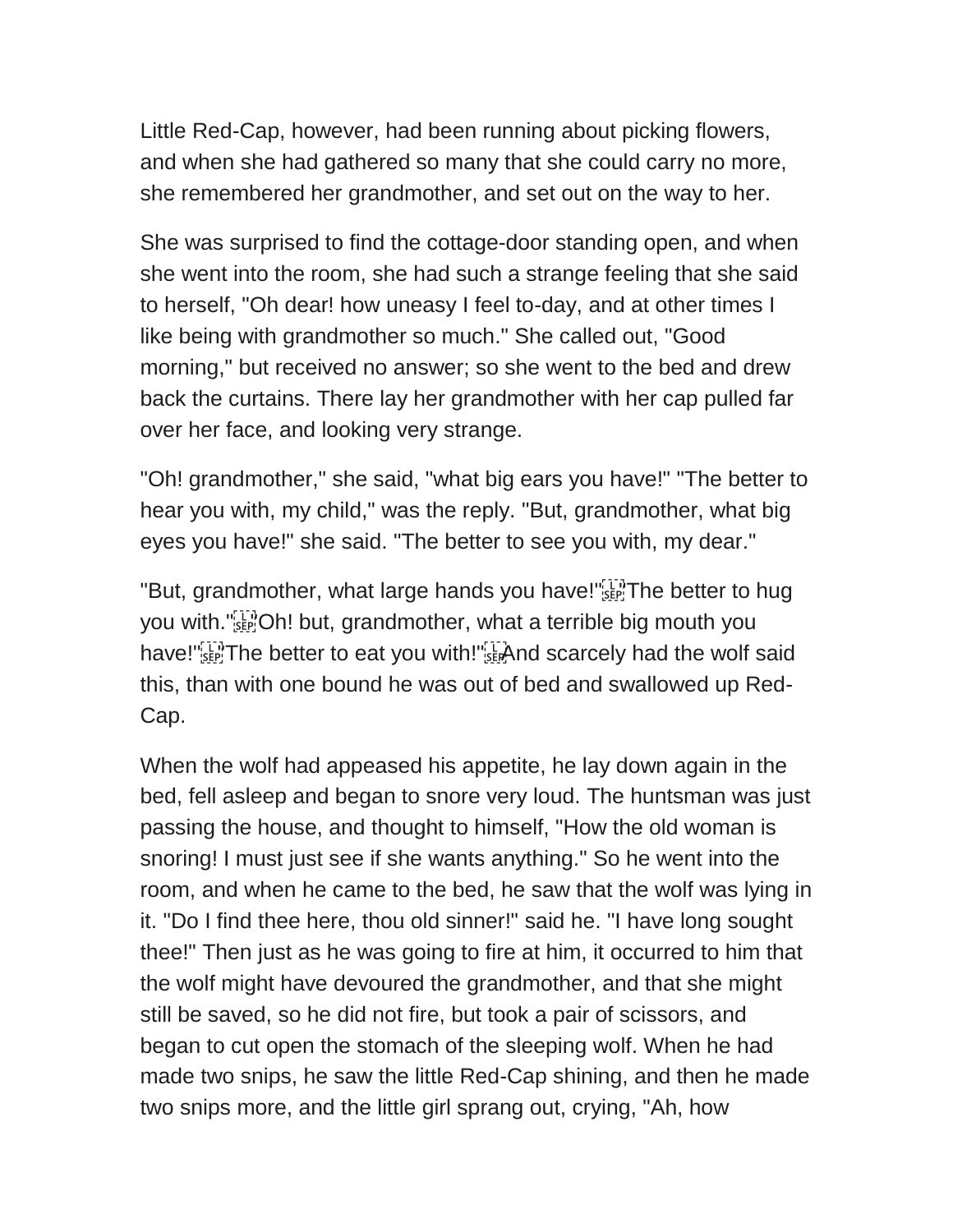Little Red-Cap, however, had been running about picking flowers, and when she had gathered so many that she could carry no more, she remembered her grandmother, and set out on the way to her.

She was surprised to find the cottage-door standing open, and when she went into the room, she had such a strange feeling that she said to herself, "Oh dear! how uneasy I feel to-day, and at other times I like being with grandmother so much." She called out, "Good morning," but received no answer; so she went to the bed and drew back the curtains. There lay her grandmother with her cap pulled far over her face, and looking very strange.

"Oh! grandmother," she said, "what big ears you have!" "The better to hear you with, my child," was the reply. "But, grandmother, what big eyes you have!" she said. "The better to see you with, my dear."

"But, grandmother, what large hands you have!" "The better to hug you with." "Oh! but, grandmother, what a terrible big mouth you have!" "The better to eat you with!" And scarcely had the wolf said this, than with one bound he was out of bed and swallowed up Red-Cap.

When the wolf had appeased his appetite, he lay down again in the bed, fell asleep and began to snore very loud. The huntsman was just passing the house, and thought to himself, "How the old woman is snoring! I must just see if she wants anything." So he went into the room, and when he came to the bed, he saw that the wolf was lying in it. "Do I find thee here, thou old sinner!" said he. "I have long sought thee!" Then just as he was going to fire at him, it occurred to him that the wolf might have devoured the grandmother, and that she might still be saved, so he did not fire, but took a pair of scissors, and began to cut open the stomach of the sleeping wolf. When he had made two snips, he saw the little Red-Cap shining, and then he made two snips more, and the little girl sprang out, crying, "Ah, how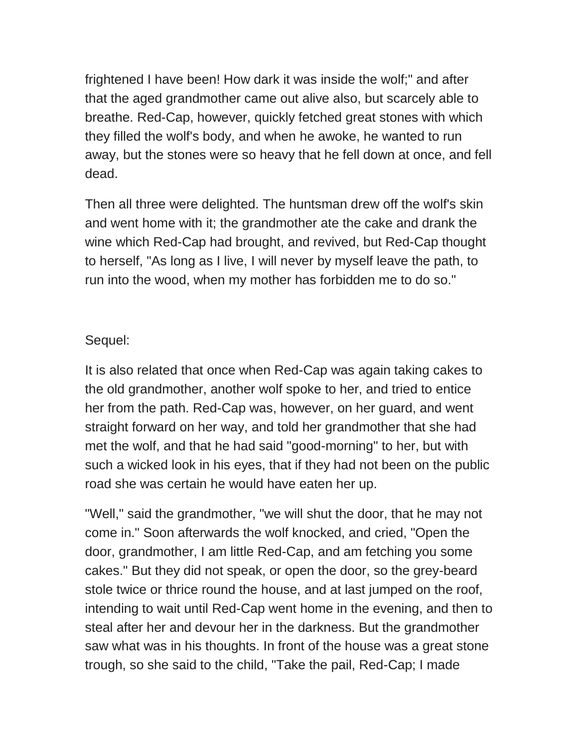frightened I have been! How dark it was inside the wolf;" and after that the aged grandmother came out alive also, but scarcely able to breathe. Red-Cap, however, quickly fetched great stones with which they filled the wolf's body, and when he awoke, he wanted to run away, but the stones were so heavy that he fell down at once, and fell dead.

Then all three were delighted. The huntsman drew off the wolf's skin and went home with it; the grandmother ate the cake and drank the wine which Red-Cap had brought, and revived, but Red-Cap thought to herself, "As long as I live, I will never by myself leave the path, to run into the wood, when my mother has forbidden me to do so."

Sequel:

It is also related that once when Red-Cap was again taking cakes to the old grandmother, another wolf spoke to her, and tried to entice her from the path. Red-Cap was, however, on her guard, and went straight forward on her way, and told her grandmother that she had met the wolf, and that he had said "good-morning" to her, but with such a wicked look in his eyes, that if they had not been on the public road she was certain he would have eaten her up.

"Well," said the grandmother, "we will shut the door, that he may not come in." Soon afterwards the wolf knocked, and cried, "Open the door, grandmother, I am little Red-Cap, and am fetching you some cakes." But they did not speak, or open the door, so the grey-beard stole twice or thrice round the house, and at last jumped on the roof, intending to wait until Red-Cap went home in the evening, and then to steal after her and devour her in the darkness. But the grandmother saw what was in his thoughts. In front of the house was a great stone trough, so she said to the child, "Take the pail, Red-Cap; I made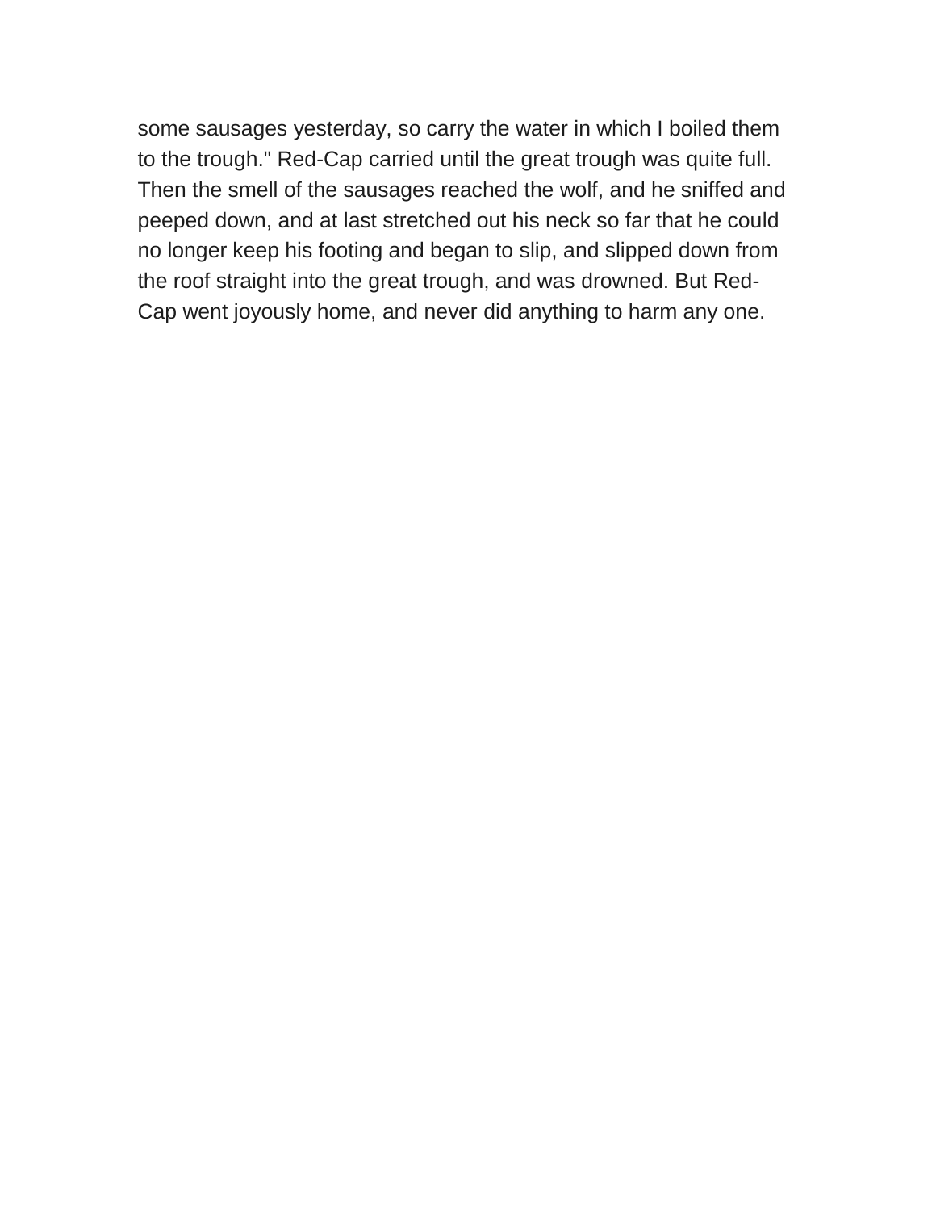some sausages yesterday, so carry the water in which I boiled them to the trough." Red-Cap carried until the great trough was quite full. Then the smell of the sausages reached the wolf, and he sniffed and peeped down, and at last stretched out his neck so far that he could no longer keep his footing and began to slip, and slipped down from the roof straight into the great trough, and was drowned. But Red-Cap went joyously home, and never did anything to harm any one.